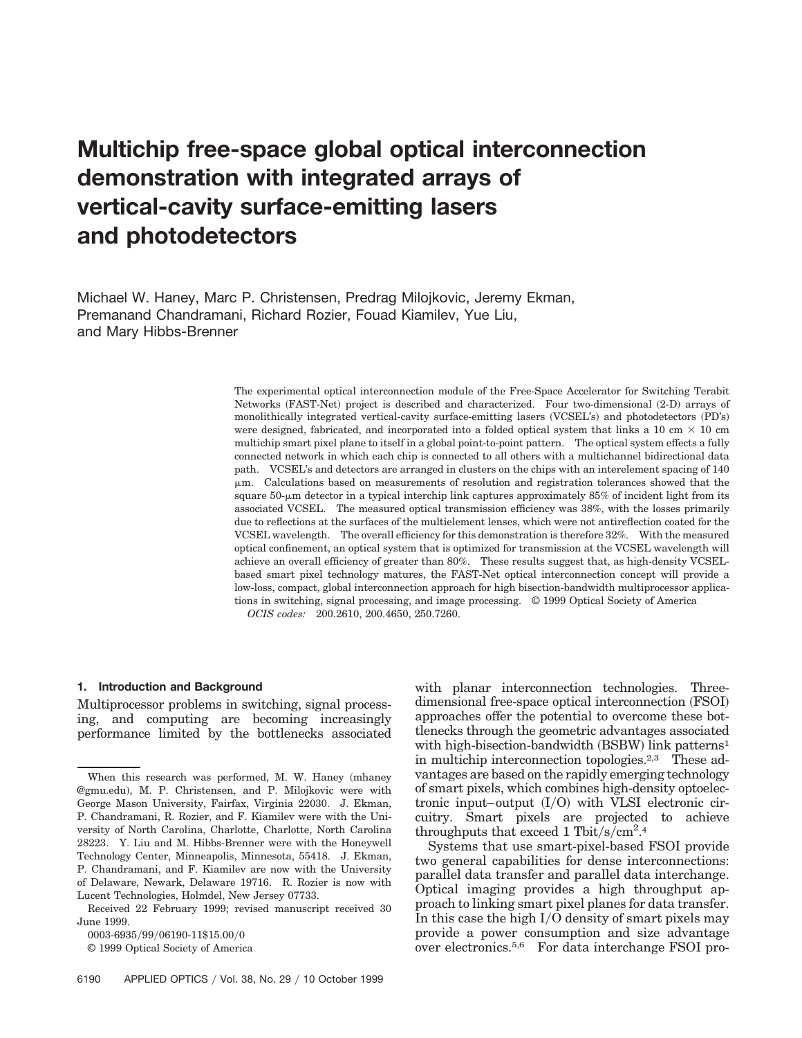# Multichip free-space global optical interconnection demonstration with integrated arrays of vertical-cavity surface-emitting lasers and photodetectors

Michael W. Haney, Marc P. Christensen, Predrag Milojkovic, Jeremy Ekman, Premanand Chandramani, Richard Rozier, Fouad Kiamilev, Yue Liu, and Mary Hibbs-Brenner

The experimental optical interconnection module of the Free-Space Accelerator for Switching Terabit Networks (FAST-Net) project is described and characterized. Four two-dimensional (2-D) arrays of monolithically integrated vertical-cavity surface-emitting lasers (VCSEL's) and photodetectors (PD's) were designed, fabricated, and incorporated into a folded optical system that links a 10 cm × 10 cm multichip smart pixel plane to itself in a global point-to-point pattern. The optical system effects a fully connected network in which each chip is connected to all others with a multichannel bidirectional data path. VCSEL's and detectors are arranged in clusters on the chips with an interelement spacing of 140 μm. Calculations based on measurements of resolution and registration tolerances showed that the square 50-μm detector in a typical interchip link captures approximately 85% of incident light from its associated VCSEL. The measured optical transmission efficiency was 38%, with the losses primarily due to reflections at the surfaces of the multielement lenses, which were not antireflection coated for the VCSEL wavelength. The overall efficiency for this demonstration is therefore 32%. With the measured optical confinement, an optical system that is optimized for transmission at the VCSEL wavelength will achieve an overall efficiency of greater than 80%. These results suggest that, as high-density VCSEL-based smart pixel technology matures, the FAST-Net optical interconnection concept will provide a low-loss, compact, global interconnection approach for high bisection-bandwidth multiprocessor applications in switching, signal processing, and image processing. © 1999 Optical Society of America

*OCIS codes:* 200.2610, 200.4650, 250.7260.

## 1. Introduction and Background

Multiprocessor problems in switching, signal processing, and computing are becoming increasingly performance limited by the bottlenecks associated with planar interconnection technologies. Three-dimensional free-space optical interconnection (FSOI) approaches offer the potential to overcome these bottlenecks through the geometric advantages associated with high-bisection-bandwidth (BSBW) link patterns[1] in multichip interconnection topologies.[2,3] These advantages are based on the rapidly emerging technology of smart pixels, which combines high-density optoelectronic input–output (I/O) with VLSI electronic circuitry. Smart pixels are projected to achieve throughputs that exceed 1 Tbit/s/cm$^2$.[4]

Systems that use smart-pixel-based FSOI provide two general capabilities for dense interconnections: parallel data transfer and parallel data interchange. Optical imaging provides a high throughput approach to linking smart pixel planes for data transfer. In this case the high I/O density of smart pixels may provide a power consumption and size advantage over electronics.[5,6] For data interchange FSOI pro-

When this research was performed, M. W. Haney (mhaney @gmu.edu), M. P. Christensen, and P. Milojkovic were with George Mason University, Fairfax, Virginia 22030. J. Ekman, P. Chandramani, R. Rozier, and F. Kiamilev were with the University of North Carolina, Charlotte, Charlotte, North Carolina 28223. Y. Liu and M. Hibbs-Brenner were with the Honeywell Technology Center, Minneapolis, Minnesota, 55418. J. Ekman, P. Chandramani, and F. Kiamilev are now with the University of Delaware, Newark, Delaware 19716. R. Rozier is now with Lucent Technologies, Holmdel, New Jersey 07733.

Received 22 February 1999; revised manuscript received 30 June 1999.

0003-6935/99/06190-11$15.00/0

© 1999 Optical Society of America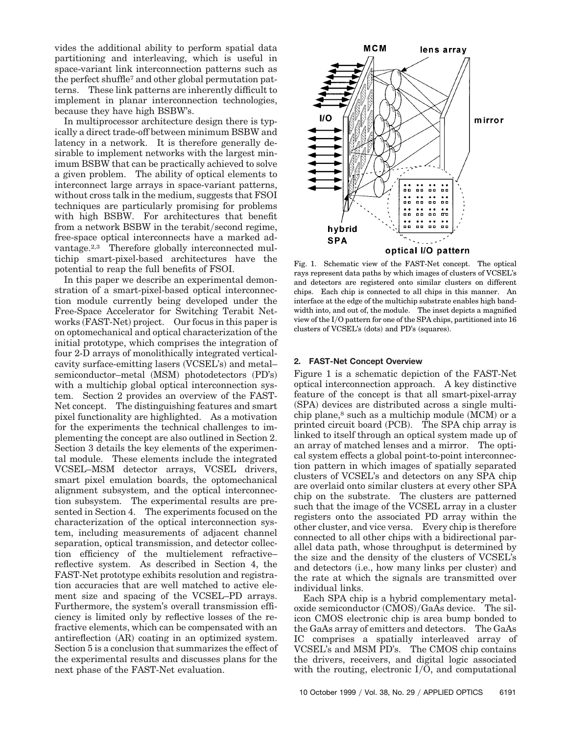vides the additional ability to perform spatial data partitioning and interleaving, which is useful in space-variant link interconnection patterns such as the perfect shuffle[7] and other global permutation patterns. These link patterns are inherently difficult to implement in planar interconnection technologies, because they have high BSBW's.

In multiprocessor architecture design there is typically a direct trade-off between minimum BSBW and latency in a network. It is therefore generally desirable to implement networks with the largest minimum BSBW that can be practically achieved to solve a given problem. The ability of optical elements to interconnect large arrays in space-variant patterns, without cross talk in the medium, suggests that FSOI techniques are particularly promising for problems with high BSBW. For architectures that benefit from a network BSBW in the terabit/second regime, free-space optical interconnects have a marked advantage.[2,3] Therefore globally interconnected multichip smart-pixel-based architectures have the potential to reap the full benefits of FSOI.

In this paper we describe an experimental demonstration of a smart-pixel-based optical interconnection module currently being developed under the Free-Space Accelerator for Switching Terabit Networks (FAST-Net) project. Our focus in this paper is on optomechanical and optical characterization of the initial prototype, which comprises the integration of four 2-D arrays of monolithically integrated vertical-cavity surface-emitting lasers (VCSEL's) and metal–semiconductor–metal (MSM) photodetectors (PD's) with a multichip global optical interconnection system. Section 2 provides an overview of the FAST-Net concept. The distinguishing features and smart pixel functionality are highlighted. As a motivation for the experiments the technical challenges to implementing the concept are also outlined in Section 2. Section 3 details the key elements of the experimental module. These elements include the integrated VCSEL–MSM detector arrays, VCSEL drivers, smart pixel emulation boards, the optomechanical alignment subsystem, and the optical interconnection subsystem. The experimental results are presented in Section 4. The experiments focused on the characterization of the optical interconnection system, including measurements of adjacent channel separation, optical transmission, and detector collection efficiency of the multielement refractive–reflective system. As described in Section 4, the FAST-Net prototype exhibits resolution and registration accuracies that are well matched to active element size and spacing of the VCSEL–PD arrays. Furthermore, the system's overall transmission efficiency is limited only by reflective losses of the refractive elements, which can be compensated with an antireflection (AR) coating in an optimized system. Section 5 is a conclusion that summarizes the effect of the experimental results and discusses plans for the next phase of the FAST-Net evaluation.

Fig. 1. Schematic view of the FAST-Net concept. The optical rays represent data paths by which images of clusters of VCSEL's and detectors are registered onto similar clusters on different chips. Each chip is connected to all chips in this manner. An interface at the edge of the multichip substrate enables high bandwidth into, and out of, the module. The inset depicts a magnified view of the I/O pattern for one of the SPA chips, partitioned into 16 clusters of VCSEL's (dots) and PD's (squares).

## 2. FAST-Net Concept Overview

Figure 1 is a schematic depiction of the FAST-Net optical interconnection approach. A key distinctive feature of the concept is that all smart-pixel-array (SPA) devices are distributed across a single multichip plane,[8] such as a multichip module (MCM) or a printed circuit board (PCB). The SPA chip array is linked to itself through an optical system made up of an array of matched lenses and a mirror. The optical system effects a global point-to-point interconnection pattern in which images of spatially separated clusters of VCSEL's and detectors on any SPA chip are overlaid onto similar clusters at every other SPA chip on the substrate. The clusters are patterned such that the image of the VCSEL array in a cluster registers onto the associated PD array within the other cluster, and vice versa. Every chip is therefore connected to all other chips with a bidirectional parallel data path, whose throughput is determined by the size and the density of the clusters of VCSEL's and detectors (i.e., how many links per cluster) and the rate at which the signals are transmitted over individual links.

Each SPA chip is a hybrid complementary metal-oxide semiconductor (CMOS)/GaAs device. The silicon CMOS electronic chip is area bump bonded to the GaAs array of emitters and detectors. The GaAs IC comprises a spatially interleaved array of VCSEL's and MSM PD's. The CMOS chip contains the drivers, receivers, and digital logic associated with the routing, electronic I/O, and computational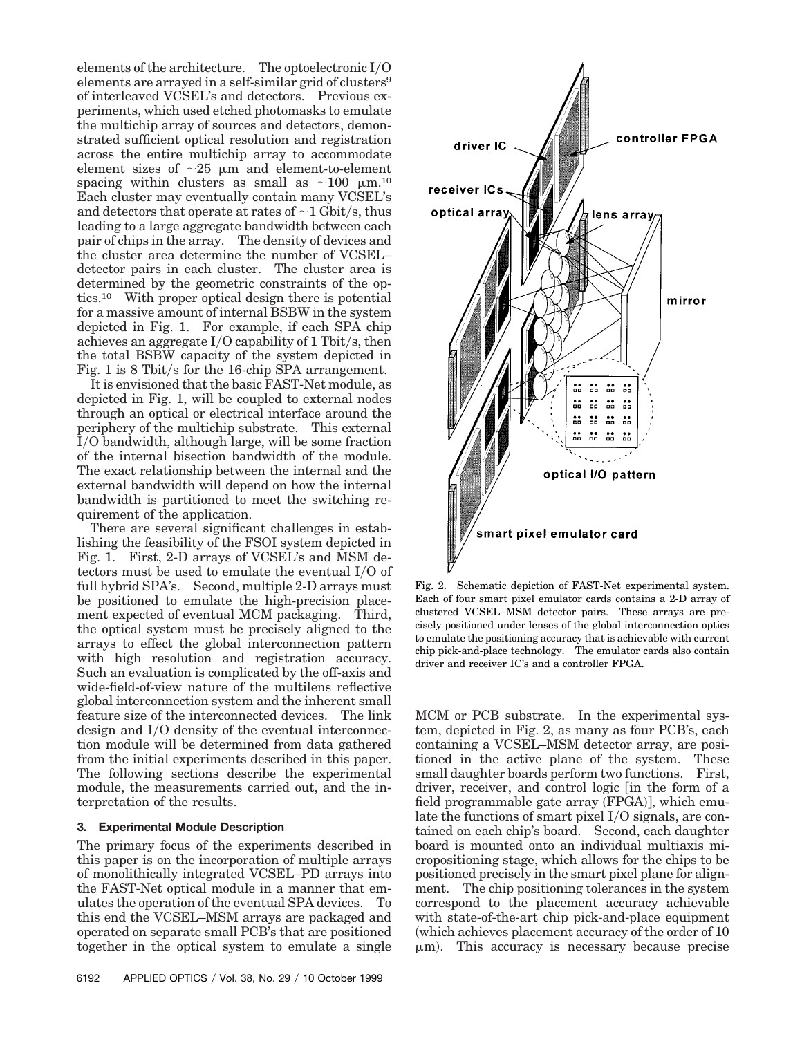elements of the architecture. The optoelectronic I/O elements are arrayed in a self-similar grid of clusters[9] of interleaved VCSEL's and detectors. Previous experiments, which used etched photomasks to emulate the multichip array of sources and detectors, demonstrated sufficient optical resolution and registration across the entire multichip array to accommodate element sizes of $\sim$25 $\mu$m and element-to-element spacing within clusters as small as $\sim$100 $\mu$m.[10] Each cluster may eventually contain many VCSEL's and detectors that operate at rates of $\sim$1 Gbit/s, thus leading to a large aggregate bandwidth between each pair of chips in the array. The density of devices and the cluster area determine the number of VCSEL–detector pairs in each cluster. The cluster area is determined by the geometric constraints of the optics.[10] With proper optical design there is potential for a massive amount of internal BSBW in the system depicted in Fig. 1. For example, if each SPA chip achieves an aggregate I/O capability of 1 Tbit/s, then the total BSBW capacity of the system depicted in Fig. 1 is 8 Tbit/s for the 16-chip SPA arrangement.

It is envisioned that the basic FAST-Net module, as depicted in Fig. 1, will be coupled to external nodes through an optical or electrical interface around the periphery of the multichip substrate. This external I/O bandwidth, although large, will be some fraction of the internal bisection bandwidth of the module. The exact relationship between the internal and the external bandwidth will depend on how the internal bandwidth is partitioned to meet the switching requirement of the application.

There are several significant challenges in establishing the feasibility of the FSOI system depicted in Fig. 1. First, 2-D arrays of VCSEL's and MSM detectors must be used to emulate the eventual I/O of full hybrid SPA's. Second, multiple 2-D arrays must be positioned to emulate the high-precision placement expected of eventual MCM packaging. Third, the optical system must be precisely aligned to the arrays to effect the global interconnection pattern with high resolution and registration accuracy. Such an evaluation is complicated by the off-axis and wide-field-of-view nature of the multilens reflective global interconnection system and the inherent small feature size of the interconnected devices. The link design and I/O density of the eventual interconnection module will be determined from data gathered from the initial experiments described in this paper. The following sections describe the experimental module, the measurements carried out, and the interpretation of the results.

### 3. Experimental Module Description

The primary focus of the experiments described in this paper is on the incorporation of multiple arrays of monolithically integrated VCSEL–PD arrays into the FAST-Net optical module in a manner that emulates the operation of the eventual SPA devices. To this end the VCSEL–MSM arrays are packaged and operated on separate small PCB's that are positioned together in the optical system to emulate a single MCM or PCB substrate. In the experimental system, depicted in Fig. 2, as many as four PCB's, each containing a VCSEL–MSM detector array, are positioned in the active plane of the system. These small daughter boards perform two functions. First, driver, receiver, and control logic [in the form of a field programmable gate array (FPGA)], which emulate the functions of smart pixel I/O signals, are contained on each chip's board. Second, each daughter board is mounted onto an individual multiaxis micropositioning stage, which allows for the chips to be positioned precisely in the smart pixel plane for alignment. The chip positioning tolerances in the system correspond to the placement accuracy achievable with state-of-the-art chip pick-and-place equipment (which achieves placement accuracy of the order of 10 $\mu$m). This accuracy is necessary because precise

Fig. 2. Schematic depiction of FAST-Net experimental system. Each of four smart pixel emulator cards contains a 2-D array of clustered VCSEL–MSM detector pairs. These arrays are precisely positioned under lenses of the global interconnection optics to emulate the positioning accuracy that is achievable with current chip pick-and-place technology. The emulator cards also contain driver and receiver IC's and a controller FPGA.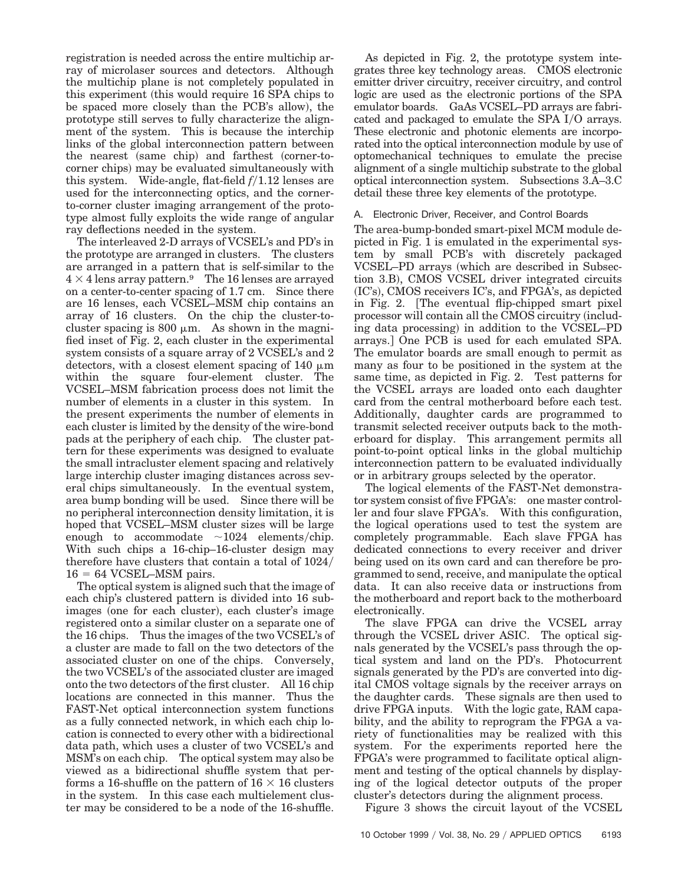registration is needed across the entire multichip array of microlaser sources and detectors. Although the multichip plane is not completely populated in this experiment (this would require 16 SPA chips to be spaced more closely than the PCB's allow), the prototype still serves to fully characterize the alignment of the system. This is because the interchip links of the global interconnection pattern between the nearest (same chip) and farthest (corner-to-corner chips) may be evaluated simultaneously with this system. Wide-angle, flat-field $f/1.12$ lenses are used for the interconnecting optics, and the corner-to-corner cluster imaging arrangement of the prototype almost fully exploits the wide range of angular ray deflections needed in the system.

The interleaved 2-D arrays of VCSEL's and PD's in the prototype are arranged in clusters. The clusters are arranged in a pattern that is self-similar to the $4 \times 4$ lens array pattern.[9] The 16 lenses are arrayed on a center-to-center spacing of 1.7 cm. Since there are 16 lenses, each VCSEL–MSM chip contains an array of 16 clusters. On the chip the cluster-to-cluster spacing is 800 μm. As shown in the magnified inset of Fig. 2, each cluster in the experimental system consists of a square array of 2 VCSEL's and 2 detectors, with a closest element spacing of 140 μm within the square four-element cluster. The VCSEL–MSM fabrication process does not limit the number of elements in a cluster in this system. In the present experiments the number of elements in each cluster is limited by the density of the wire-bond pads at the periphery of each chip. The cluster pattern for these experiments was designed to evaluate the small intracluster element spacing and relatively large interchip cluster imaging distances across several chips simultaneously. In the eventual system, area bump bonding will be used. Since there will be no peripheral interconnection density limitation, it is hoped that VCSEL–MSM cluster sizes will be large enough to accommodate ~1024 elements/chip. With such chips a 16-chip–16-cluster design may therefore have clusters that contain a total of $1024/16 = 64$ VCSEL–MSM pairs.

The optical system is aligned such that the image of each chip's clustered pattern is divided into 16 subimages (one for each cluster), each cluster's image registered onto a similar cluster on a separate one of the 16 chips. Thus the images of the two VCSEL's of a cluster are made to fall on the two detectors of the associated cluster on one of the chips. Conversely, the two VCSEL's of the associated cluster are imaged onto the two detectors of the first cluster. All 16 chip locations are connected in this manner. Thus the FAST-Net optical interconnection system functions as a fully connected network, in which each chip location is connected to every other with a bidirectional data path, which uses a cluster of two VCSEL's and MSM's on each chip. The optical system may also be viewed as a bidirectional shuffle system that performs a 16-shuffle on the pattern of $16 \times 16$ clusters in the system. In this case each multielement cluster may be considered to be a node of the 16-shuffle.

As depicted in Fig. 2, the prototype system integrates three key technology areas. CMOS electronic emitter driver circuitry, receiver circuitry, and control logic are used as the electronic portions of the SPA emulator boards. GaAs VCSEL–PD arrays are fabricated and packaged to emulate the SPA I/O arrays. These electronic and photonic elements are incorporated into the optical interconnection module by use of optomechanical techniques to emulate the precise alignment of a single multichip substrate to the global optical interconnection system. Subsections 3.A–3.C detail these three key elements of the prototype.

### A. Electronic Driver, Receiver, and Control Boards

The area-bump-bonded smart-pixel MCM module depicted in Fig. 1 is emulated in the experimental system by small PCB's with discretely packaged VCSEL–PD arrays (which are described in Subsection 3.B), CMOS VCSEL driver integrated circuits (IC's), CMOS receivers IC's, and FPGA's, as depicted in Fig. 2. [The eventual flip-chipped smart pixel processor will contain all the CMOS circuitry (including data processing) in addition to the VCSEL–PD arrays.] One PCB is used for each emulated SPA. The emulator boards are small enough to permit as many as four to be positioned in the system at the same time, as depicted in Fig. 2. Test patterns for the VCSEL arrays are loaded onto each daughter card from the central motherboard before each test. Additionally, daughter cards are programmed to transmit selected receiver outputs back to the motherboard for display. This arrangement permits all point-to-point optical links in the global multichip interconnection pattern to be evaluated individually or in arbitrary groups selected by the operator.

The logical elements of the FAST-Net demonstrator system consist of five FPGA's: one master controller and four slave FPGA's. With this configuration, the logical operations used to test the system are completely programmable. Each slave FPGA has dedicated connections to every receiver and driver being used on its own card and can therefore be programmed to send, receive, and manipulate the optical data. It can also receive data or instructions from the motherboard and report back to the motherboard electronically.

The slave FPGA can drive the VCSEL array through the VCSEL driver ASIC. The optical signals generated by the VCSEL's pass through the optical system and land on the PD's. Photocurrent signals generated by the PD's are converted into digital CMOS voltage signals by the receiver arrays on the daughter cards. These signals are then used to drive FPGA inputs. With the logic gate, RAM capability, and the ability to reprogram the FPGA a variety of functionalities may be realized with this system. For the experiments reported here the FPGA's were programmed to facilitate optical alignment and testing of the optical channels by displaying of the logical detector outputs of the proper cluster's detectors during the alignment process.

Figure 3 shows the circuit layout of the VCSEL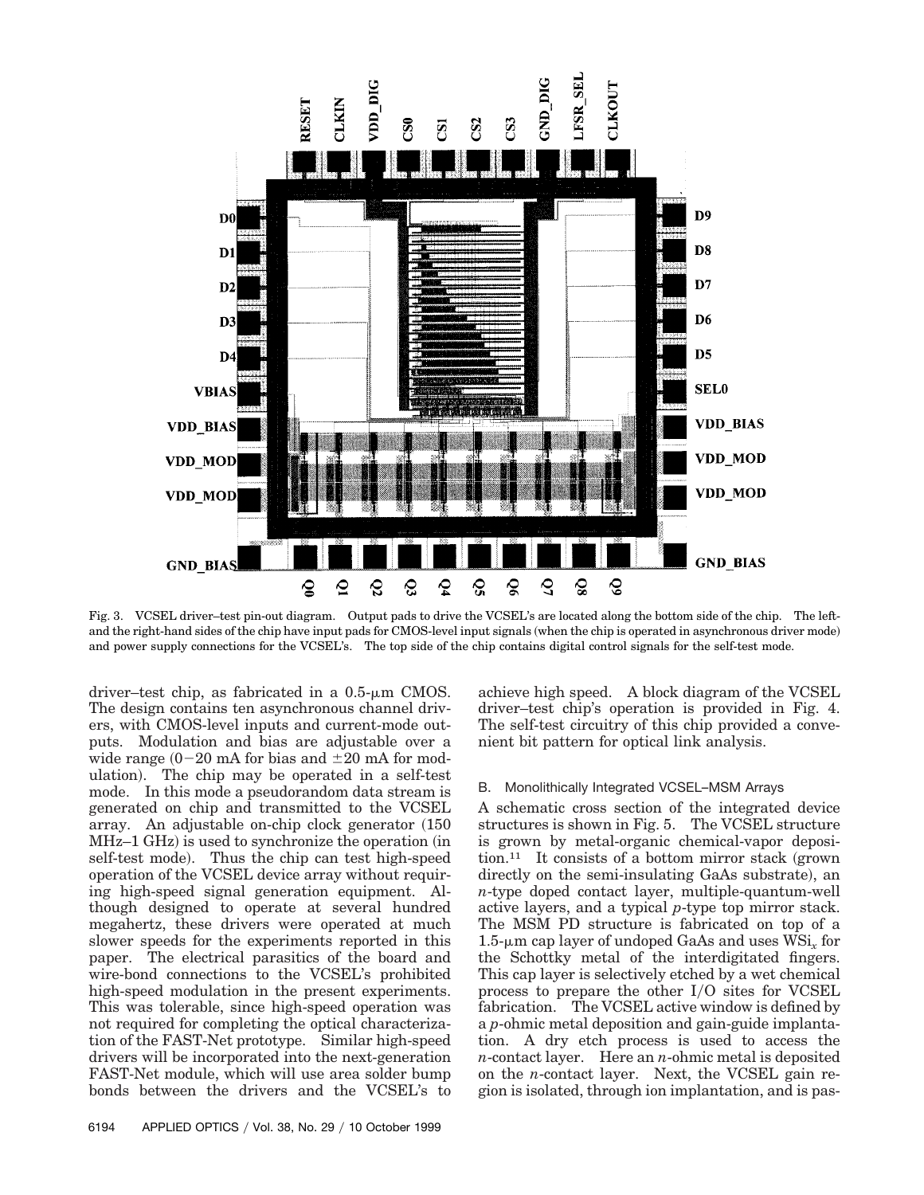Fig. 3. VCSEL driver–test pin-out diagram. Output pads to drive the VCSEL's are located along the bottom side of the chip. The left- and the right-hand sides of the chip have input pads for CMOS-level input signals (when the chip is operated in asynchronous driver mode) and power supply connections for the VCSEL's. The top side of the chip contains digital control signals for the self-test mode.

driver–test chip, as fabricated in a 0.5-μm CMOS. The design contains ten asynchronous channel drivers, with CMOS-level inputs and current-mode outputs. Modulation and bias are adjustable over a wide range (0−20 mA for bias and ±20 mA for modulation). The chip may be operated in a self-test mode. In this mode a pseudorandom data stream is generated on chip and transmitted to the VCSEL array. An adjustable on-chip clock generator (150 MHz–1 GHz) is used to synchronize the operation (in self-test mode). Thus the chip can test high-speed operation of the VCSEL device array without requiring high-speed signal generation equipment. Although designed to operate at several hundred megahertz, these drivers were operated at much slower speeds for the experiments reported in this paper. The electrical parasitics of the board and wire-bond connections to the VCSEL's prohibited high-speed modulation in the present experiments. This was tolerable, since high-speed operation was not required for completing the optical characterization of the FAST-Net prototype. Similar high-speed drivers will be incorporated into the next-generation FAST-Net module, which will use area solder bump bonds between the drivers and the VCSEL's to achieve high speed. A block diagram of the VCSEL driver–test chip's operation is provided in Fig. 4. The self-test circuitry of this chip provided a convenient bit pattern for optical link analysis.

### B. Monolithically Integrated VCSEL–MSM Arrays

A schematic cross section of the integrated device structures is shown in Fig. 5. The VCSEL structure is grown by metal-organic chemical-vapor deposition.[11] It consists of a bottom mirror stack (grown directly on the semi-insulating GaAs substrate), an *n*-type doped contact layer, multiple-quantum-well active layers, and a typical *p*-type top mirror stack. The MSM PD structure is fabricated on top of a 1.5-μm cap layer of undoped GaAs and uses $WSi_x$ for the Schottky metal of the interdigitated fingers. This cap layer is selectively etched by a wet chemical process to prepare the other I/O sites for VCSEL fabrication. The VCSEL active window is defined by a *p*-ohmic metal deposition and gain-guide implantation. A dry etch process is used to access the *n*-contact layer. Here an *n*-ohmic metal is deposited on the *n*-contact layer. Next, the VCSEL gain region is isolated, through ion implantation, and is pas-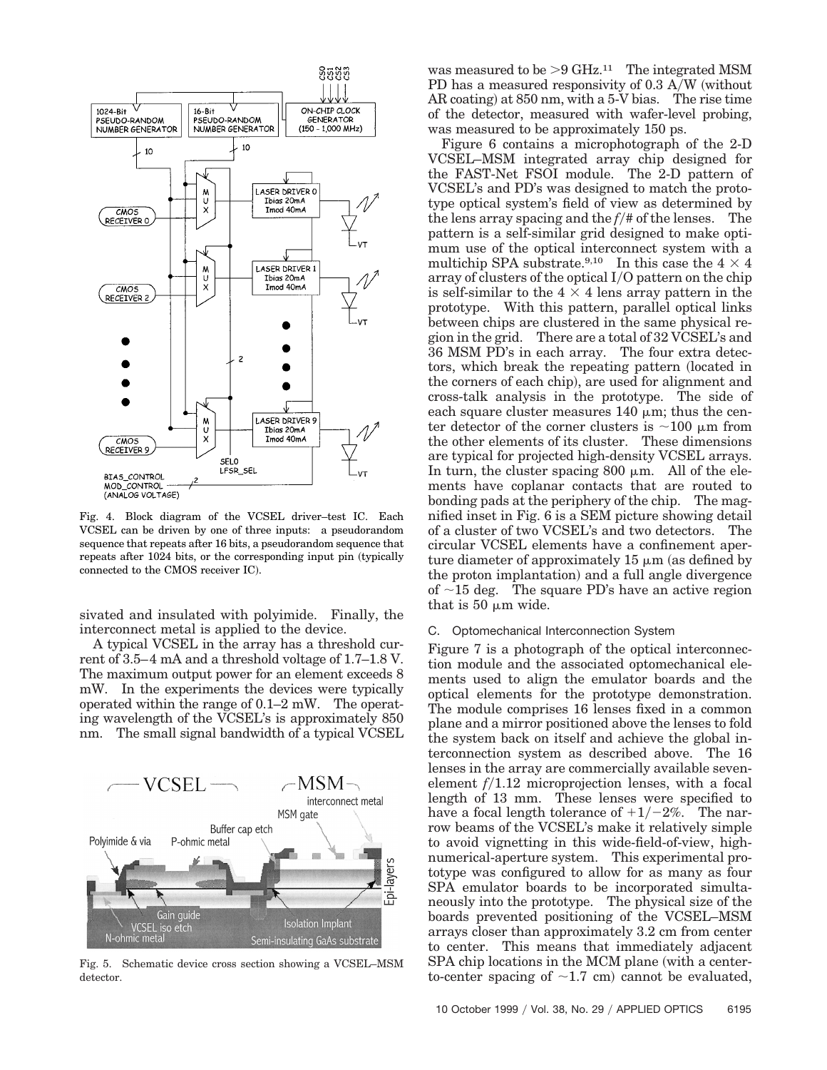Fig. 4. Block diagram of the VCSEL driver–test IC. Each VCSEL can be driven by one of three inputs: a pseudorandom sequence that repeats after 16 bits, a pseudorandom sequence that repeats after 1024 bits, or the corresponding input pin (typically connected to the CMOS receiver IC).

sivated and insulated with polyimide. Finally, the interconnect metal is applied to the device.

A typical VCSEL in the array has a threshold current of 3.5–4 mA and a threshold voltage of 1.7–1.8 V. The maximum output power for an element exceeds 8 mW. In the experiments the devices were typically operated within the range of 0.1–2 mW. The operating wavelength of the VCSEL's is approximately 850 nm. The small signal bandwidth of a typical VCSEL

Fig. 5. Schematic device cross section showing a VCSEL–MSM detector.

was measured to be >9 GHz.[11] The integrated MSM PD has a measured responsivity of 0.3 A/W (without AR coating) at 850 nm, with a 5-V bias. The rise time of the detector, measured with wafer-level probing, was measured to be approximately 150 ps.

Figure 6 contains a microphotograph of the 2-D VCSEL–MSM integrated array chip designed for the FAST-Net FSOI module. The 2-D pattern of VCSEL's and PD's was designed to match the prototype optical system's field of view as determined by the lens array spacing and the *f*/# of the lenses. The pattern is a self-similar grid designed to make optimum use of the optical interconnect system with a multichip SPA substrate.[9,10] In this case the $4 \times 4$ array of clusters of the optical I/O pattern on the chip is self-similar to the $4 \times 4$ lens array pattern in the prototype. With this pattern, parallel optical links between chips are clustered in the same physical region in the grid. There are a total of 32 VCSEL's and 36 MSM PD's in each array. The four extra detectors, which break the repeating pattern (located in the corners of each chip), are used for alignment and cross-talk analysis in the prototype. The side of each square cluster measures 140 μm; thus the center detector of the corner clusters is ~100 μm from the other elements of its cluster. These dimensions are typical for projected high-density VCSEL arrays. In turn, the cluster spacing 800 μm. All of the elements have coplanar contacts that are routed to bonding pads at the periphery of the chip. The magnified inset in Fig. 6 is a SEM picture showing detail of a cluster of two VCSEL's and two detectors. The circular VCSEL elements have a confinement aperture diameter of approximately 15 μm (as defined by the proton implantation) and a full angle divergence of ~15 deg. The square PD's have an active region that is 50 μm wide.

### C. Optomechanical Interconnection System

Figure 7 is a photograph of the optical interconnection module and the associated optomechanical elements used to align the emulator boards and the optical elements for the prototype demonstration. The module comprises 16 lenses fixed in a common plane and a mirror positioned above the lenses to fold the system back on itself and achieve the global interconnection system as described above. The 16 lenses in the array are commercially available seven-element *f*/1.12 microprojection lenses, with a focal length of 13 mm. These lenses were specified to have a focal length tolerance of +1/−2%. The narrow beams of the VCSEL's make it relatively simple to avoid vignetting in this wide-field-of-view, high-numerical-aperture system. This experimental prototype was configured to allow for as many as four SPA emulator boards to be incorporated simultaneously into the prototype. The physical size of the boards prevented positioning of the VCSEL–MSM arrays closer than approximately 3.2 cm from center to center. This means that immediately adjacent SPA chip locations in the MCM plane (with a center-to-center spacing of ~1.7 cm) cannot be evaluated,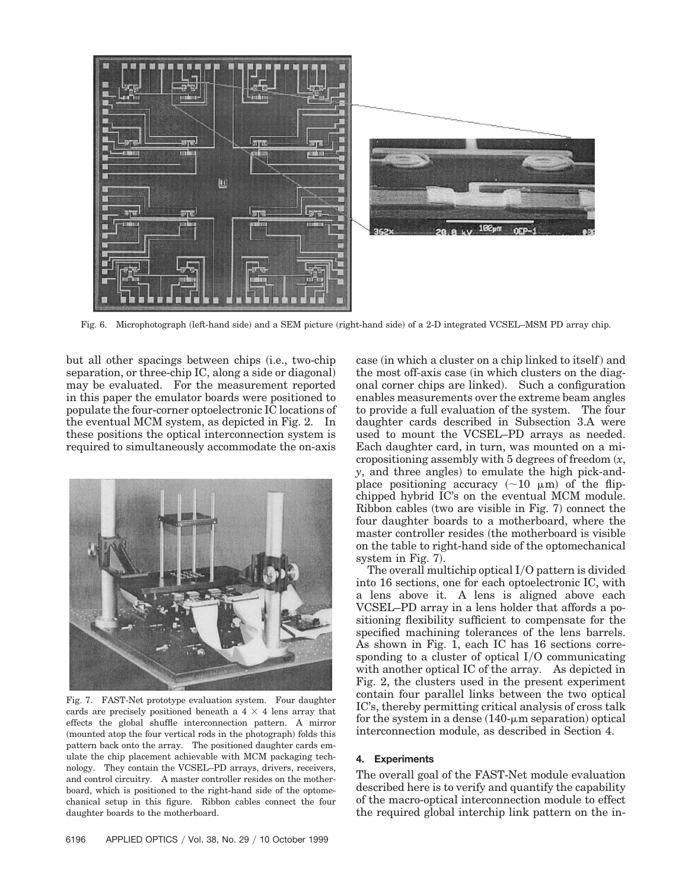Fig. 6. Microphotograph (left-hand side) and a SEM picture (right-hand side) of a 2-D integrated VCSEL–MSM PD array chip.

but all other spacings between chips (i.e., two-chip separation, or three-chip IC, along a side or diagonal) may be evaluated. For the measurement reported in this paper the emulator boards were positioned to populate the four-corner optoelectronic IC locations of the eventual MCM system, as depicted in Fig. 2. In these positions the optical interconnection system is required to simultaneously accommodate the on-axis case (in which a cluster on a chip linked to itself) and the most off-axis case (in which clusters on the diagonal corner chips are linked). Such a configuration enables measurements over the extreme beam angles to provide a full evaluation of the system. The four daughter cards described in Subsection 3.A were used to mount the VCSEL–PD arrays as needed. Each daughter card, in turn, was mounted on a micropositioning assembly with 5 degrees of freedom ($x$, $y$, and three angles) to emulate the high pick-and-place positioning accuracy ($\sim$10 $\mu$m) of the flip-chipped hybrid IC's on the eventual MCM module. Ribbon cables (two are visible in Fig. 7) connect the four daughter boards to a motherboard, where the master controller resides (the motherboard is visible on the table to right-hand side of the optomechanical system in Fig. 7).

Fig. 7. FAST-Net prototype evaluation system. Four daughter cards are precisely positioned beneath a 4 $\times$ 4 lens array that effects the global shuffle interconnection pattern. A mirror (mounted atop the four vertical rods in the photograph) folds this pattern back onto the array. The positioned daughter cards emulate the chip placement achievable with MCM packaging technology. They contain the VCSEL–PD arrays, drivers, receivers, and control circuitry. A master controller resides on the motherboard, which is positioned to the right-hand side of the optomechanical setup in this figure. Ribbon cables connect the four daughter boards to the motherboard.

The overall multichip optical I/O pattern is divided into 16 sections, one for each optoelectronic IC, with a lens above it. A lens is aligned above each VCSEL–PD array in a lens holder that affords a positioning flexibility sufficient to compensate for the specified machining tolerances of the lens barrels. As shown in Fig. 1, each IC has 16 sections corresponding to a cluster of optical I/O communicating with another optical IC of the array. As depicted in Fig. 2, the clusters used in the present experiment contain four parallel links between the two optical IC's, thereby permitting critical analysis of cross talk for the system in a dense (140-$\mu$m separation) optical interconnection module, as described in Section 4.

## 4. Experiments

The overall goal of the FAST-Net module evaluation described here is to verify and quantify the capability of the macro-optical interconnection module to effect the required global interchip link pattern on the in-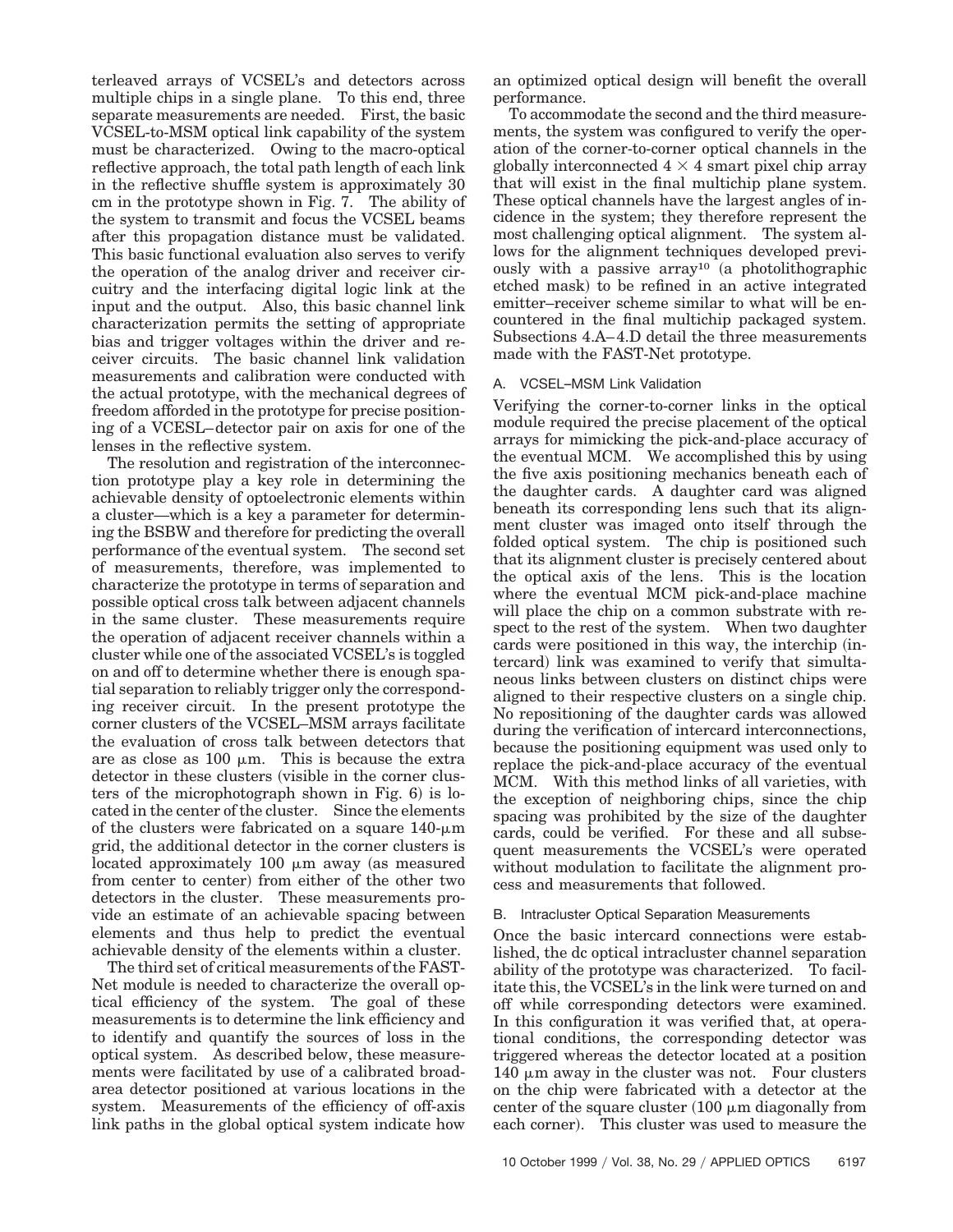terleaved arrays of VCSEL's and detectors across multiple chips in a single plane. To this end, three separate measurements are needed. First, the basic VCSEL-to-MSM optical link capability of the system must be characterized. Owing to the macro-optical reflective approach, the total path length of each link in the reflective shuffle system is approximately 30 cm in the prototype shown in Fig. 7. The ability of the system to transmit and focus the VCSEL beams after this propagation distance must be validated. This basic functional evaluation also serves to verify the operation of the analog driver and receiver circuitry and the interfacing digital logic link at the input and the output. Also, this basic channel link characterization permits the setting of appropriate bias and trigger voltages within the driver and receiver circuits. The basic channel link validation measurements and calibration were conducted with the actual prototype, with the mechanical degrees of freedom afforded in the prototype for precise positioning of a VCESL–detector pair on axis for one of the lenses in the reflective system.

The resolution and registration of the interconnection prototype play a key role in determining the achievable density of optoelectronic elements within a cluster—which is a key a parameter for determining the BSBW and therefore for predicting the overall performance of the eventual system. The second set of measurements, therefore, was implemented to characterize the prototype in terms of separation and possible optical cross talk between adjacent channels in the same cluster. These measurements require the operation of adjacent receiver channels within a cluster while one of the associated VCSEL's is toggled on and off to determine whether there is enough spatial separation to reliably trigger only the corresponding receiver circuit. In the present prototype the corner clusters of the VCSEL–MSM arrays facilitate the evaluation of cross talk between detectors that are as close as 100 μm. This is because the extra detector in these clusters (visible in the corner clusters of the microphotograph shown in Fig. 6) is located in the center of the cluster. Since the elements of the clusters were fabricated on a square 140-μm grid, the additional detector in the corner clusters is located approximately 100 μm away (as measured from center to center) from either of the other two detectors in the cluster. These measurements provide an estimate of an achievable spacing between elements and thus help to predict the eventual achievable density of the elements within a cluster.

The third set of critical measurements of the FAST-Net module is needed to characterize the overall optical efficiency of the system. The goal of these measurements is to determine the link efficiency and to identify and quantify the sources of loss in the optical system. As described below, these measurements were facilitated by use of a calibrated broad-area detector positioned at various locations in the system. Measurements of the efficiency of off-axis link paths in the global optical system indicate how an optimized optical design will benefit the overall performance.

To accommodate the second and the third measurements, the system was configured to verify the operation of the corner-to-corner optical channels in the globally interconnected $4 \times 4$ smart pixel chip array that will exist in the final multichip plane system. These optical channels have the largest angles of incidence in the system; they therefore represent the most challenging optical alignment. The system allows for the alignment techniques developed previously with a passive array[10] (a photolithographic etched mask) to be refined in an active integrated emitter–receiver scheme similar to what will be encountered in the final multichip packaged system. Subsections 4.A–4.D detail the three measurements made with the FAST-Net prototype.

### A. VCSEL–MSM Link Validation

Verifying the corner-to-corner links in the optical module required the precise placement of the optical arrays for mimicking the pick-and-place accuracy of the eventual MCM. We accomplished this by using the five axis positioning mechanics beneath each of the daughter cards. A daughter card was aligned beneath its corresponding lens such that its alignment cluster was imaged onto itself through the folded optical system. The chip is positioned such that its alignment cluster is precisely centered about the optical axis of the lens. This is the location where the eventual MCM pick-and-place machine will place the chip on a common substrate with respect to the rest of the system. When two daughter cards were positioned in this way, the interchip (intercard) link was examined to verify that simultaneous links between clusters on distinct chips were aligned to their respective clusters on a single chip. No repositioning of the daughter cards was allowed during the verification of intercard interconnections, because the positioning equipment was used only to replace the pick-and-place accuracy of the eventual MCM. With this method links of all varieties, with the exception of neighboring chips, since the chip spacing was prohibited by the size of the daughter cards, could be verified. For these and all subsequent measurements the VCSEL's were operated without modulation to facilitate the alignment process and measurements that followed.

### B. Intracluster Optical Separation Measurements

Once the basic intercard connections were established, the dc optical intracluster channel separation ability of the prototype was characterized. To facilitate this, the VCSEL's in the link were turned on and off while corresponding detectors were examined. In this configuration it was verified that, at operational conditions, the corresponding detector was triggered whereas the detector located at a position 140 μm away in the cluster was not. Four clusters on the chip were fabricated with a detector at the center of the square cluster (100 μm diagonally from each corner). This cluster was used to measure the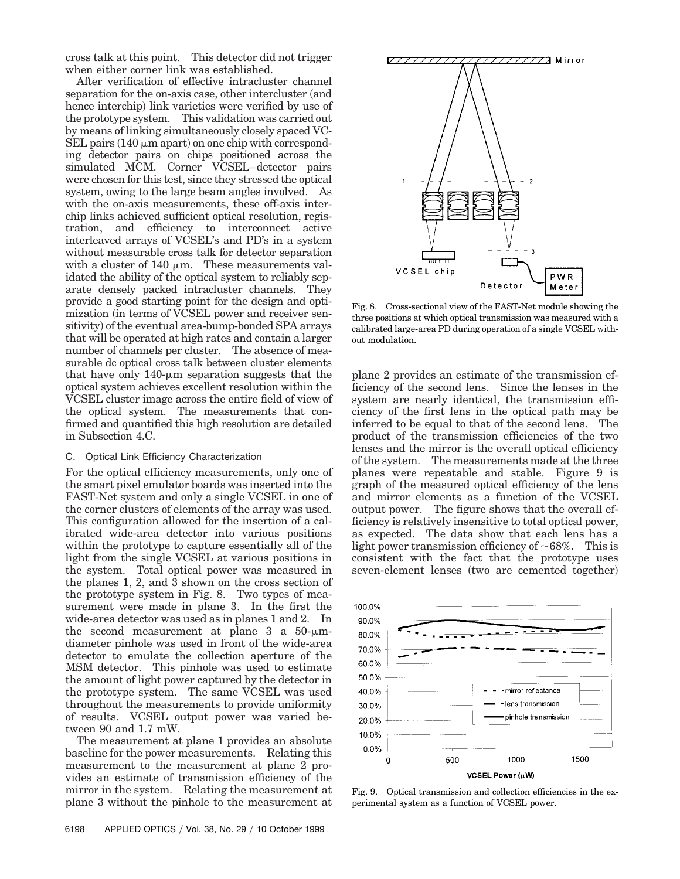cross talk at this point. This detector did not trigger when either corner link was established.

After verification of effective intracluster channel separation for the on-axis case, other intercluster (and hence interchip) link varieties were verified by use of the prototype system. This validation was carried out by means of linking simultaneously closely spaced VCSEL pairs (140 μm apart) on one chip with corresponding detector pairs on chips positioned across the simulated MCM. Corner VCSEL–detector pairs were chosen for this test, since they stressed the optical system, owing to the large beam angles involved. As with the on-axis measurements, these off-axis interchip links achieved sufficient optical resolution, registration, and efficiency to interconnect active interleaved arrays of VCSEL's and PD's in a system without measurable cross talk for detector separation with a cluster of 140 μm. These measurements validated the ability of the optical system to reliably separate densely packed intracluster channels. They provide a good starting point for the design and optimization (in terms of VCSEL power and receiver sensitivity) of the eventual area-bump-bonded SPA arrays that will be operated at high rates and contain a larger number of channels per cluster. The absence of measurable dc optical cross talk between cluster elements that have only 140-μm separation suggests that the optical system achieves excellent resolution within the VCSEL cluster image across the entire field of view of the optical system. The measurements that confirmed and quantified this high resolution are detailed in Subsection 4.C.

### C. Optical Link Efficiency Characterization

For the optical efficiency measurements, only one of the smart pixel emulator boards was inserted into the FAST-Net system and only a single VCSEL in one of the corner clusters of elements of the array was used. This configuration allowed for the insertion of a calibrated wide-area detector into various positions within the prototype to capture essentially all of the light from the single VCSEL at various positions in the system. Total optical power was measured in the planes 1, 2, and 3 shown on the cross section of the prototype system in Fig. 8. Two types of measurement were made in plane 3. In the first the wide-area detector was used as in planes 1 and 2. In the second measurement at plane 3 a 50-μm-diameter pinhole was used in front of the wide-area detector to emulate the collection aperture of the MSM detector. This pinhole was used to estimate the amount of light power captured by the detector in the prototype system. The same VCSEL was used throughout the measurements to provide uniformity of results. VCSEL output power was varied between 90 and 1.7 mW.

The measurement at plane 1 provides an absolute baseline for the power measurements. Relating this measurement to the measurement at plane 2 provides an estimate of transmission efficiency of the mirror in the system. Relating the measurement at plane 3 without the pinhole to the measurement at plane 2 provides an estimate of the transmission efficiency of the second lens. Since the lenses in the system are nearly identical, the transmission efficiency of the first lens in the optical path may be inferred to be equal to that of the second lens. The product of the transmission efficiencies of the two lenses and the mirror is the overall optical efficiency of the system. The measurements made at the three planes were repeatable and stable. Figure 9 is graph of the measured optical efficiency of the lens and mirror elements as a function of the VCSEL output power. The figure shows that the overall efficiency is relatively insensitive to total optical power, as expected. The data show that each lens has a light power transmission efficiency of ~68%. This is consistent with the fact that the prototype uses seven-element lenses (two are cemented together)

Fig. 8. Cross-sectional view of the FAST-Net module showing the three positions at which optical transmission was measured with a calibrated large-area PD during operation of a single VCSEL without modulation.

Fig. 9. Optical transmission and collection efficiencies in the experimental system as a function of VCSEL power.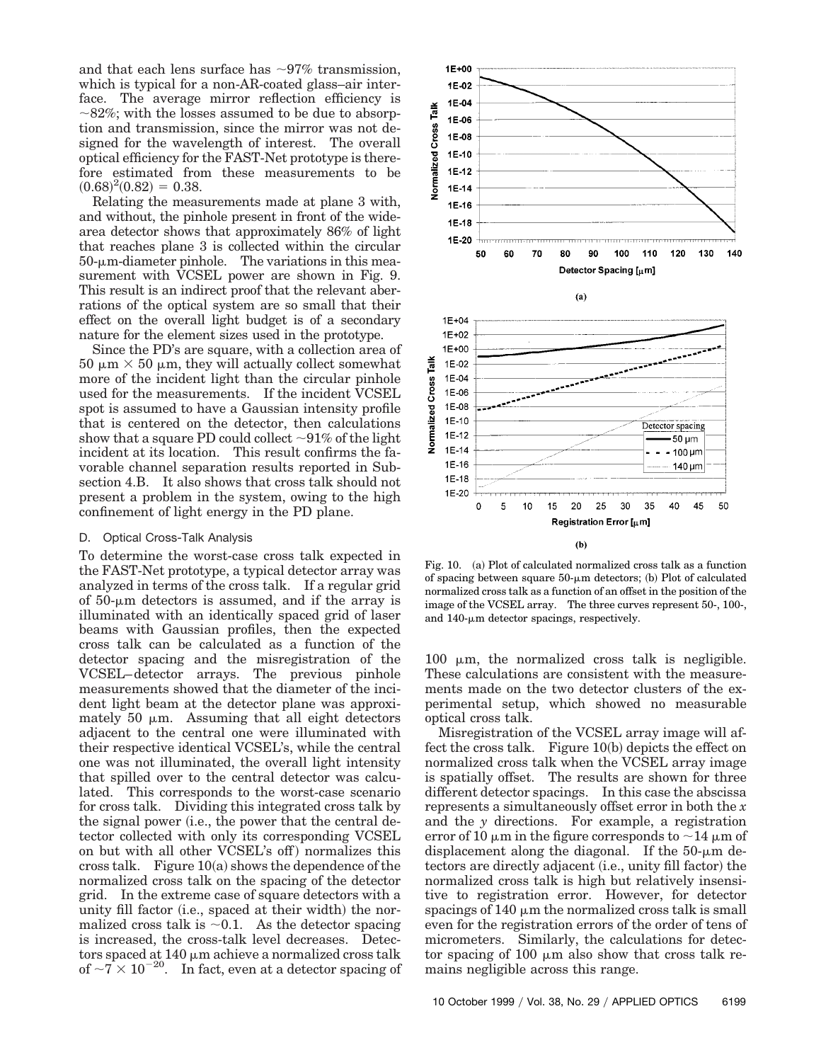and that each lens surface has ~97% transmission, which is typical for a non-AR-coated glass–air interface. The average mirror reflection efficiency is ~82%; with the losses assumed to be due to absorption and transmission, since the mirror was not designed for the wavelength of interest. The overall optical efficiency for the FAST-Net prototype is therefore estimated from these measurements to be $(0.68)^2(0.82) = 0.38$.

Relating the measurements made at plane 3 with, and without, the pinhole present in front of the wide-area detector shows that approximately 86% of light that reaches plane 3 is collected within the circular 50-μm-diameter pinhole. The variations in this measurement with VCSEL power are shown in Fig. 9. This result is an indirect proof that the relevant aberrations of the optical system are so small that their effect on the overall light budget is of a secondary nature for the element sizes used in the prototype.

Since the PD's are square, with a collection area of 50 μm × 50 μm, they will actually collect somewhat more of the incident light than the circular pinhole used for the measurements. If the incident VCSEL spot is assumed to have a Gaussian intensity profile that is centered on the detector, then calculations show that a square PD could collect ~91% of the light incident at its location. This result confirms the favorable channel separation results reported in Subsection 4.B. It also shows that cross talk should not present a problem in the system, owing to the high confinement of light energy in the PD plane.

### D. Optical Cross-Talk Analysis

To determine the worst-case cross talk expected in the FAST-Net prototype, a typical detector array was analyzed in terms of the cross talk. If a regular grid of 50-μm detectors is assumed, and if the array is illuminated with an identically spaced grid of laser beams with Gaussian profiles, then the expected cross talk can be calculated as a function of the detector spacing and the misregistration of the VCSEL–detector arrays. The previous pinhole measurements showed that the diameter of the incident light beam at the detector plane was approximately 50 μm. Assuming that all eight detectors adjacent to the central one were illuminated with their respective identical VCSEL's, while the central one was not illuminated, the overall light intensity that spilled over to the central detector was calculated. This corresponds to the worst-case scenario for cross talk. Dividing this integrated cross talk by the signal power (i.e., the power that the central detector collected with only its corresponding VCSEL on but with all other VCSEL's off) normalizes this cross talk. Figure 10(a) shows the dependence of the normalized cross talk on the spacing of the detector grid. In the extreme case of square detectors with a unity fill factor (i.e., spaced at their width) the normalized cross talk is ~0.1. As the detector spacing is increased, the cross-talk level decreases. Detectors spaced at 140 μm achieve a normalized cross talk of $\sim 7 \times 10^{-20}$. In fact, even at a detector spacing of 100 μm, the normalized cross talk is negligible. These calculations are consistent with the measurements made on the two detector clusters of the experimental setup, which showed no measurable optical cross talk.

Fig. 10. (a) Plot of calculated normalized cross talk as a function of spacing between square 50-μm detectors; (b) Plot of calculated normalized cross talk as a function of an offset in the position of the image of the VCSEL array. The three curves represent 50-, 100-, and 140-μm detector spacings, respectively.

Misregistration of the VCSEL array image will affect the cross talk. Figure 10(b) depicts the effect on normalized cross talk when the VCSEL array image is spatially offset. The results are shown for three different detector spacings. In this case the abscissa represents a simultaneously offset error in both the $x$ and the $y$ directions. For example, a registration error of 10 μm in the figure corresponds to ~14 μm of displacement along the diagonal. If the 50-μm detectors are directly adjacent (i.e., unity fill factor) the normalized cross talk is high but relatively insensitive to registration error. However, for detector spacings of 140 μm the normalized cross talk is small even for the registration errors of the order of tens of micrometers. Similarly, the calculations for detector spacing of 100 μm also show that cross talk remains negligible across this range.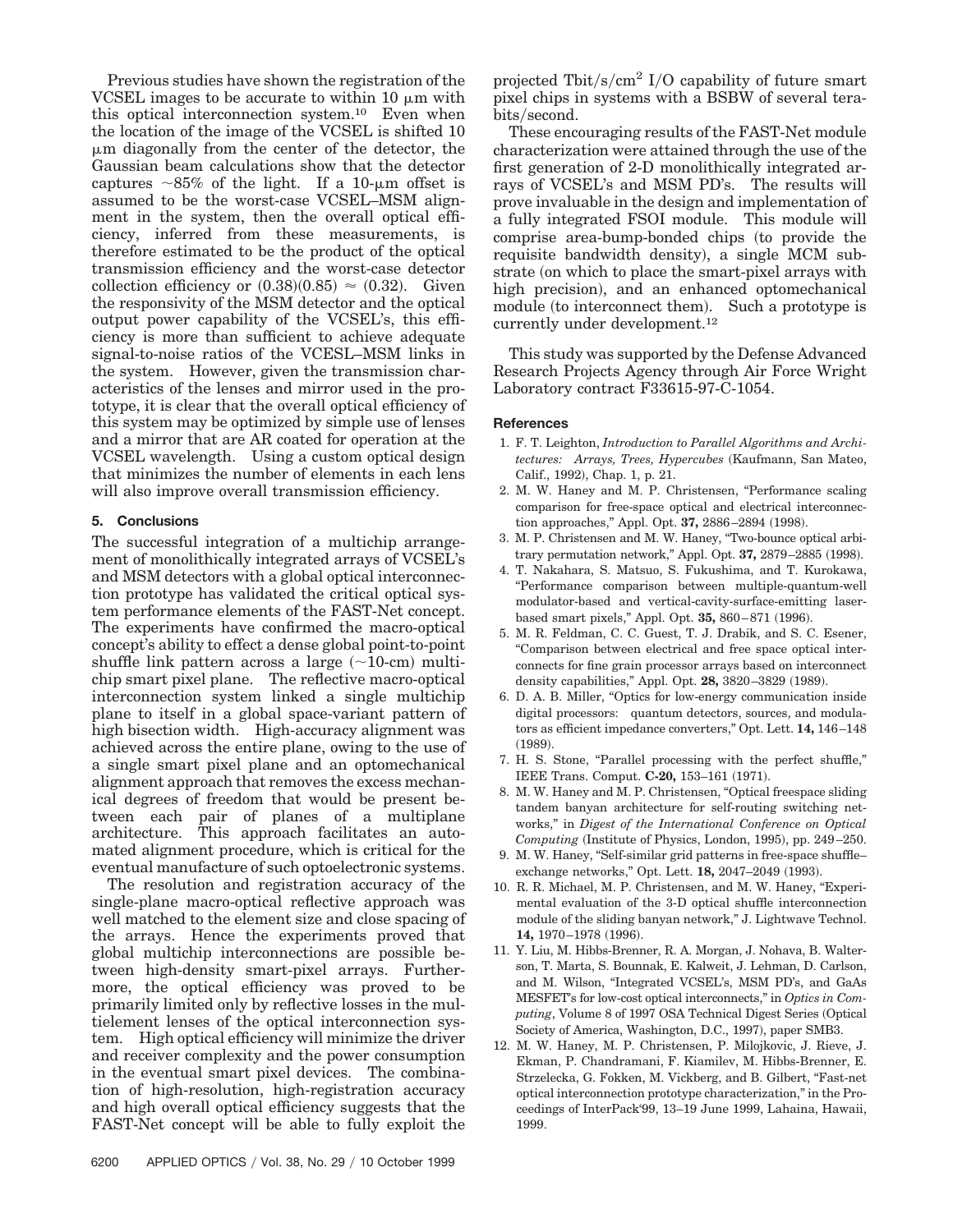Previous studies have shown the registration of the VCSEL images to be accurate to within 10 μm with this optical interconnection system.[10] Even when the location of the image of the VCSEL is shifted 10 μm diagonally from the center of the detector, the Gaussian beam calculations show that the detector captures ~85% of the light. If a 10-μm offset is assumed to be the worst-case VCSEL–MSM alignment in the system, then the overall optical efficiency, inferred from these measurements, is therefore estimated to be the product of the optical transmission efficiency and the worst-case detector collection efficiency or $(0.38)(0.85) \approx (0.32)$. Given the responsivity of the MSM detector and the optical output power capability of the VCSEL's, this efficiency is more than sufficient to achieve adequate signal-to-noise ratios of the VCESL–MSM links in the system. However, given the transmission characteristics of the lenses and mirror used in the prototype, it is clear that the overall optical efficiency of this system may be optimized by simple use of lenses and a mirror that are AR coated for operation at the VCSEL wavelength. Using a custom optical design that minimizes the number of elements in each lens will also improve overall transmission efficiency.

## 5. Conclusions

The successful integration of a multichip arrangement of monolithically integrated arrays of VCSEL's and MSM detectors with a global optical interconnection prototype has validated the critical optical system performance elements of the FAST-Net concept. The experiments have confirmed the macro-optical concept's ability to effect a dense global point-to-point shuffle link pattern across a large (~10-cm) multichip smart pixel plane. The reflective macro-optical interconnection system linked a single multichip plane to itself in a global space-variant pattern of high bisection width. High-accuracy alignment was achieved across the entire plane, owing to the use of a single smart pixel plane and an optomechanical alignment approach that removes the excess mechanical degrees of freedom that would be present between each pair of planes of a multiplane architecture. This approach facilitates an automated alignment procedure, which is critical for the eventual manufacture of such optoelectronic systems.

The resolution and registration accuracy of the single-plane macro-optical reflective approach was well matched to the element size and close spacing of the arrays. Hence the experiments proved that global multichip interconnections are possible between high-density smart-pixel arrays. Furthermore, the optical efficiency was proved to be primarily limited only by reflective losses in the multielement lenses of the optical interconnection system. High optical efficiency will minimize the driver and receiver complexity and the power consumption in the eventual smart pixel devices. The combination of high-resolution, high-registration accuracy and high overall optical efficiency suggests that the FAST-Net concept will be able to fully exploit the projected Tbit/s/cm$^2$ I/O capability of future smart pixel chips in systems with a BSBW of several terabits/second.

These encouraging results of the FAST-Net module characterization were attained through the use of the first generation of 2-D monolithically integrated arrays of VCSEL's and MSM PD's. The results will prove invaluable in the design and implementation of a fully integrated FSOI module. This module will comprise area-bump-bonded chips (to provide the requisite bandwidth density), a single MCM substrate (on which to place the smart-pixel arrays with high precision), and an enhanced optomechanical module (to interconnect them). Such a prototype is currently under development.[12]

This study was supported by the Defense Advanced Research Projects Agency through Air Force Wright Laboratory contract F33615-97-C-1054.

### References

1. F. T. Leighton, *Introduction to Parallel Algorithms and Architectures: Arrays, Trees, Hypercubes* (Kaufmann, San Mateo, Calif., 1992), Chap. 1, p. 21.
2. M. W. Haney and M. P. Christensen, "Performance scaling comparison for free-space optical and electrical interconnection approaches," Appl. Opt. **37,** 2886–2894 (1998).
3. M. P. Christensen and M. W. Haney, "Two-bounce optical arbitrary permutation network," Appl. Opt. **37,** 2879–2885 (1998).
4. T. Nakahara, S. Matsuo, S. Fukushima, and T. Kurokawa, "Performance comparison between multiple-quantum-well modulator-based and vertical-cavity-surface-emitting laser-based smart pixels," Appl. Opt. **35,** 860–871 (1996).
5. M. R. Feldman, C. C. Guest, T. J. Drabik, and S. C. Esener, "Comparison between electrical and free space optical interconnects for fine grain processor arrays based on interconnect density capabilities," Appl. Opt. **28,** 3820–3829 (1989).
6. D. A. B. Miller, "Optics for low-energy communication inside digital processors: quantum detectors, sources, and modulators as efficient impedance converters," Opt. Lett. **14,** 146–148 (1989).
7. H. S. Stone, "Parallel processing with the perfect shuffle," IEEE Trans. Comput. **C-20,** 153–161 (1971).
8. M. W. Haney and M. P. Christensen, "Optical freespace sliding tandem banyan architecture for self-routing switching networks," in *Digest of the International Conference on Optical Computing* (Institute of Physics, London, 1995), pp. 249–250.
9. M. W. Haney, "Self-similar grid patterns in free-space shuffle–exchange networks," Opt. Lett. **18,** 2047–2049 (1993).
10. R. R. Michael, M. P. Christensen, and M. W. Haney, "Experimental evaluation of the 3-D optical shuffle interconnection module of the sliding banyan network," J. Lightwave Technol. **14,** 1970–1978 (1996).
11. Y. Liu, M. Hibbs-Brenner, R. A. Morgan, J. Nohava, B. Walterson, T. Marta, S. Bounnak, E. Kalweit, J. Lehman, D. Carlson, and M. Wilson, "Integrated VCSEL's, MSM PD's, and GaAs MESFET's for low-cost optical interconnects," in *Optics in Computing*, Volume 8 of 1997 OSA Technical Digest Series (Optical Society of America, Washington, D.C., 1997), paper SMB3.
12. M. W. Haney, M. P. Christensen, P. Milojkovic, J. Rieve, J. Ekman, P. Chandramani, F. Kiamilev, M. Hibbs-Brenner, E. Strzelecka, G. Fokken, M. Vickberg, and B. Gilbert, "Fast-net optical interconnection prototype characterization," in the Proceedings of InterPack'99, 13–19 June 1999, Lahaina, Hawaii, 1999.